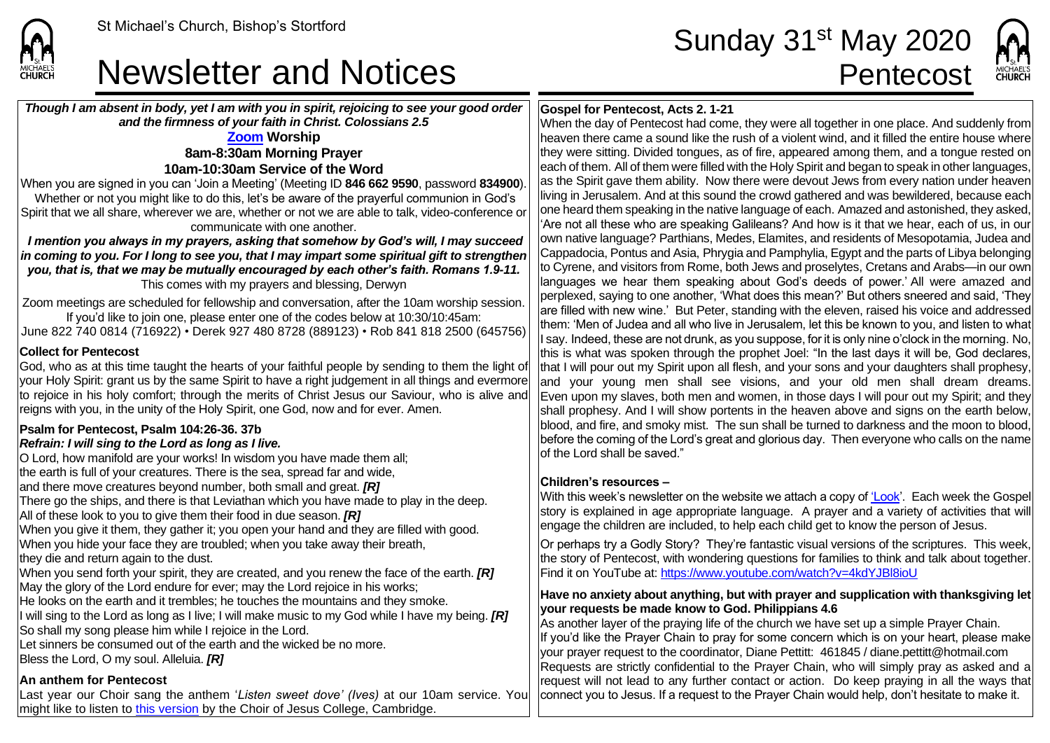St Michael's Church, Bishop's Stortford

# Newsletter and Notices

# Sunday 31st May 2020 Pentecost

***Though I am absent in body, yet I am with you in spirit, rejoicing to see your good order and the firmness of your faith in Christ. Colossians 2.5***

**Zoom Worship**

**8am-8:30am Morning Prayer**

**10am-10:30am Service of the Word**

When you are signed in you can 'Join a Meeting' (Meeting ID **846 662 9590**, password **834900**). Whether or not you might like to do this, let's be aware of the prayerful communion in God's Spirit that we all share, wherever we are, whether or not we are able to talk, video-conference or communicate with one another.

***I mention you always in my prayers, asking that somehow by God's will, I may succeed in coming to you. For I long to see you, that I may impart some spiritual gift to strengthen you, that is, that we may be mutually encouraged by each other's faith. Romans 1.9-11.***

This comes with my prayers and blessing, Derwyn

Zoom meetings are scheduled for fellowship and conversation, after the 10am worship session. If you'd like to join one, please enter one of the codes below at 10:30/10:45am:
June 822 740 0814 (716922) • Derek 927 480 8728 (889123) • Rob 841 818 2500 (645756)

**Collect for Pentecost**

God, who as at this time taught the hearts of your faithful people by sending to them the light of your Holy Spirit: grant us by the same Spirit to have a right judgement in all things and evermore to rejoice in his holy comfort; through the merits of Christ Jesus our Saviour, who is alive and reigns with you, in the unity of the Holy Spirit, one God, now and for ever. Amen.

**Psalm for Pentecost, Psalm 104:26-36. 37b**

***Refrain: I will sing to the Lord as long as I live.***

O Lord, how manifold are your works! In wisdom you have made them all;
the earth is full of your creatures. There is the sea, spread far and wide,
and there move creatures beyond number, both small and great. ***[R]***
There go the ships, and there is that Leviathan which you have made to play in the deep.
All of these look to you to give them their food in due season. ***[R]***
When you give it them, they gather it; you open your hand and they are filled with good.
When you hide your face they are troubled; when you take away their breath,
they die and return again to the dust.
When you send forth your spirit, they are created, and you renew the face of the earth. ***[R]***
May the glory of the Lord endure for ever; may the Lord rejoice in his works;
He looks on the earth and it trembles; he touches the mountains and they smoke.
I will sing to the Lord as long as I live; I will make music to my God while I have my being. ***[R]***
So shall my song please him while I rejoice in the Lord.
Let sinners be consumed out of the earth and the wicked be no more.
Bless the Lord, O my soul. Alleluia. ***[R]***

**An anthem for Pentecost**

Last year our Choir sang the anthem '*Listen sweet dove' (Ives)* at our 10am service. You might like to listen to this version by the Choir of Jesus College, Cambridge.

**Gospel for Pentecost, Acts 2. 1-21**

When the day of Pentecost had come, they were all together in one place. And suddenly from heaven there came a sound like the rush of a violent wind, and it filled the entire house where they were sitting. Divided tongues, as of fire, appeared among them, and a tongue rested on each of them. All of them were filled with the Holy Spirit and began to speak in other languages, as the Spirit gave them ability. Now there were devout Jews from every nation under heaven living in Jerusalem. And at this sound the crowd gathered and was bewildered, because each one heard them speaking in the native language of each. Amazed and astonished, they asked, 'Are not all these who are speaking Galileans? And how is it that we hear, each of us, in our own native language? Parthians, Medes, Elamites, and residents of Mesopotamia, Judea and Cappadocia, Pontus and Asia, Phrygia and Pamphylia, Egypt and the parts of Libya belonging to Cyrene, and visitors from Rome, both Jews and proselytes, Cretans and Arabs—in our own languages we hear them speaking about God's deeds of power.' All were amazed and perplexed, saying to one another, 'What does this mean?' But others sneered and said, 'They are filled with new wine.' But Peter, standing with the eleven, raised his voice and addressed them: 'Men of Judea and all who live in Jerusalem, let this be known to you, and listen to what I say. Indeed, these are not drunk, as you suppose, for it is only nine o'clock in the morning. No, this is what was spoken through the prophet Joel: "In the last days it will be, God declares, that I will pour out my Spirit upon all flesh, and your sons and your daughters shall prophesy, and your young men shall see visions, and your old men shall dream dreams. Even upon my slaves, both men and women, in those days I will pour out my Spirit; and they shall prophesy. And I will show portents in the heaven above and signs on the earth below, blood, and fire, and smoky mist. The sun shall be turned to darkness and the moon to blood, before the coming of the Lord's great and glorious day. Then everyone who calls on the name of the Lord shall be saved."

**Children's resources –**

With this week's newsletter on the website we attach a copy of 'Look'. Each week the Gospel story is explained in age appropriate language. A prayer and a variety of activities that will engage the children are included, to help each child get to know the person of Jesus.

Or perhaps try a Godly Story? They're fantastic visual versions of the scriptures. This week, the story of Pentecost, with wondering questions for families to think and talk about together. Find it on YouTube at: https://www.youtube.com/watch?v=4kdYJBl8ioU

**Have no anxiety about anything, but with prayer and supplication with thanksgiving let your requests be made know to God. Philippians 4.6**

As another layer of the praying life of the church we have set up a simple Prayer Chain. If you'd like the Prayer Chain to pray for some concern which is on your heart, please make your prayer request to the coordinator, Diane Pettitt: 461845 / diane.pettitt@hotmail.com
Requests are strictly confidential to the Prayer Chain, who will simply pray as asked and a request will not lead to any further contact or action. Do keep praying in all the ways that connect you to Jesus. If a request to the Prayer Chain would help, don't hesitate to make it.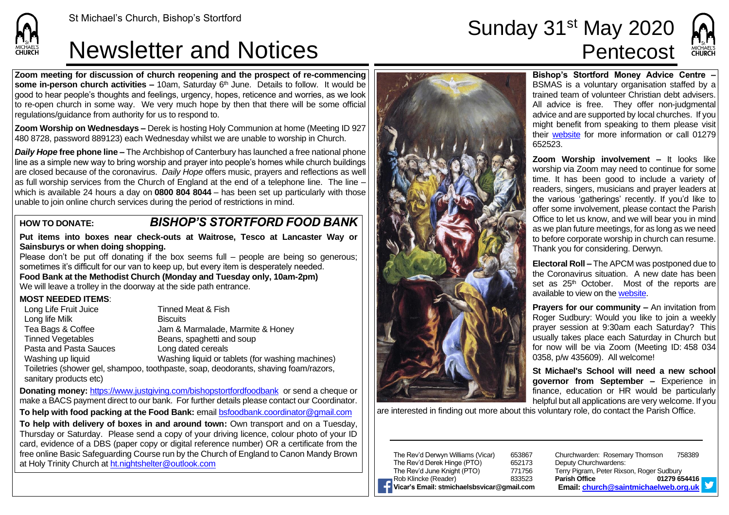St Michael's Church, Bishop's Stortford

# Newsletter and Notices

# Sunday 31st May 2020 Pentecost

**Zoom meeting for discussion of church reopening and the prospect of re-commencing some in-person church activities –** 10am, Saturday 6th June. Details to follow. It would be good to hear people's thoughts and feelings, urgency, hopes, reticence and worries, as we look to re-open church in some way. We very much hope by then that there will be some official regulations/guidance from authority for us to respond to.

**Zoom Worship on Wednesdays –** Derek is hosting Holy Communion at home (Meeting ID 927 480 8728, password 889123) each Wednesday whilst we are unable to worship in Church.

***Daily Hope* free phone line –** The Archbishop of Canterbury has launched a free national phone line as a simple new way to bring worship and prayer into people's homes while church buildings are closed because of the coronavirus. *Daily Hope* offers music, prayers and reflections as well as full worship services from the Church of England at the end of a telephone line. The line – which is available 24 hours a day on **0800 804 8044** – has been set up particularly with those unable to join online church services during the period of restrictions in mind.

## HOW TO DONATE: *BISHOP'S STORTFORD FOOD BANK*

**Put items into boxes near check-outs at Waitrose, Tesco at Lancaster Way or Sainsburys or when doing shopping.**

Please don't be put off donating if the box seems full – people are being so generous; sometimes it's difficult for our van to keep up, but every item is desperately needed.

**Food Bank at the Methodist Church (Monday and Tuesday only, 10am-2pm)**

We will leave a trolley in the doorway at the side path entrance.

**MOST NEEDED ITEMS**:

| | |
|---|---|
| Long Life Fruit Juice | Tinned Meat & Fish |
| Long life Milk | Biscuits |
| Tea Bags & Coffee | Jam & Marmalade, Marmite & Honey |
| Tinned Vegetables | Beans, spaghetti and soup |
| Pasta and Pasta Sauces | Long dated cereals |
| Washing up liquid | Washing liquid or tablets (for washing machines) |

Toiletries (shower gel, shampoo, toothpaste, soap, deodorants, shaving foam/razors, sanitary products etc)

**Donating money:** https://www.justgiving.com/bishopstortfordfoodbank or send a cheque or make a BACS payment direct to our bank. For further details please contact our Coordinator.

**To help with food packing at the Food Bank:** email bsfoodbank.coordinator@gmail.com

**To help with delivery of boxes in and around town:** Own transport and on a Tuesday, Thursday or Saturday. Please send a copy of your driving licence, colour photo of your ID card, evidence of a DBS (paper copy or digital reference number) OR a certificate from the free online Basic Safeguarding Course run by the Church of England to Canon Mandy Brown at Holy Trinity Church at ht.nightshelter@outlook.com

**Bishop's Stortford Money Advice Centre –** BSMAS is a voluntary organisation staffed by a trained team of volunteer Christian debt advisers. All advice is free. They offer non-judgmental advice and are supported by local churches. If you might benefit from speaking to them please visit their website for more information or call 01279 652523.

**Zoom Worship involvement –** It looks like worship via Zoom may need to continue for some time. It has been good to include a variety of readers, singers, musicians and prayer leaders at the various 'gatherings' recently. If you'd like to offer some involvement, please contact the Parish Office to let us know, and we will bear you in mind as we plan future meetings, for as long as we need to before corporate worship in church can resume. Thank you for considering. Derwyn.

**Electoral Roll –** The APCM was postponed due to the Coronavirus situation. A new date has been set as 25th October. Most of the reports are available to view on the website.

**Prayers for our community –** An invitation from Roger Sudbury: Would you like to join a weekly prayer session at 9:30am each Saturday? This usually takes place each Saturday in Church but for now will be via Zoom (Meeting ID: 458 034 0358, p/w 435609). All welcome!

**St Michael's School will need a new school governor from September –** Experience in finance, education or HR would be particularly helpful but all applications are very welcome. If you are interested in finding out more about this voluntary role, do contact the Parish Office.

| | | | |
|---|---|---|---|
| The Rev'd Derwyn Williams (Vicar) | 653867 | Churchwarden: Rosemary Thomson | 758389 |
| The Rev'd Derek Hinge (PTO) | 652173 | Deputy Churchwardens: | |
| The Rev'd June Knight (PTO) | 771756 | Terry Pigram, Peter Rixson, Roger Sudbury | |
| Rob Klincke (Reader) | 833523 | **Parish Office** | **01279 654416** |
| **Vicar's Email: stmichaelsbsvicar@gmail.com** | | **Email: church@saintmichaelweb.org.uk** | |